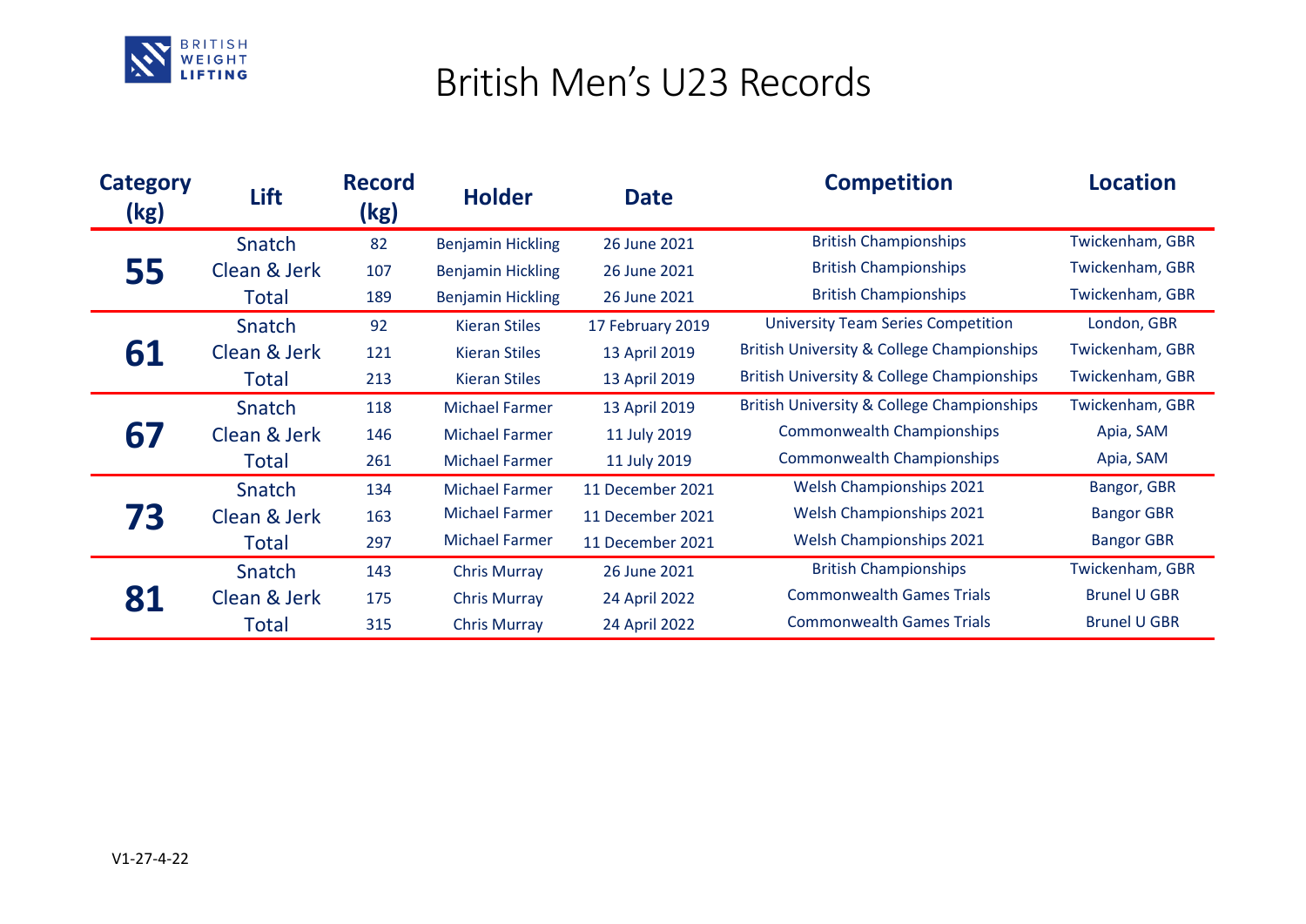# British Men's U23 Records

| Category (kg) | Lift | Record (kg) | Holder | Date | Competition | Location |
|---|---|---|---|---|---|---|
| 55 | Snatch | 82 | Benjamin Hickling | 26 June 2021 | British Championships | Twickenham, GBR |
| | Clean & Jerk | 107 | Benjamin Hickling | 26 June 2021 | British Championships | Twickenham, GBR |
| | Total | 189 | Benjamin Hickling | 26 June 2021 | British Championships | Twickenham, GBR |
| 61 | Snatch | 92 | Kieran Stiles | 17 February 2019 | University Team Series Competition | London, GBR |
| | Clean & Jerk | 121 | Kieran Stiles | 13 April 2019 | British University & College Championships | Twickenham, GBR |
| | Total | 213 | Kieran Stiles | 13 April 2019 | British University & College Championships | Twickenham, GBR |
| 67 | Snatch | 118 | Michael Farmer | 13 April 2019 | British University & College Championships | Twickenham, GBR |
| | Clean & Jerk | 146 | Michael Farmer | 11 July 2019 | Commonwealth Championships | Apia, SAM |
| | Total | 261 | Michael Farmer | 11 July 2019 | Commonwealth Championships | Apia, SAM |
| 73 | Snatch | 134 | Michael Farmer | 11 December 2021 | Welsh Championships 2021 | Bangor, GBR |
| | Clean & Jerk | 163 | Michael Farmer | 11 December 2021 | Welsh Championships 2021 | Bangor GBR |
| | Total | 297 | Michael Farmer | 11 December 2021 | Welsh Championships 2021 | Bangor GBR |
| 81 | Snatch | 143 | Chris Murray | 26 June 2021 | British Championships | Twickenham, GBR |
| | Clean & Jerk | 175 | Chris Murray | 24 April 2022 | Commonwealth Games Trials | Brunel U GBR |
| | Total | 315 | Chris Murray | 24 April 2022 | Commonwealth Games Trials | Brunel U GBR |

V1-27-4-22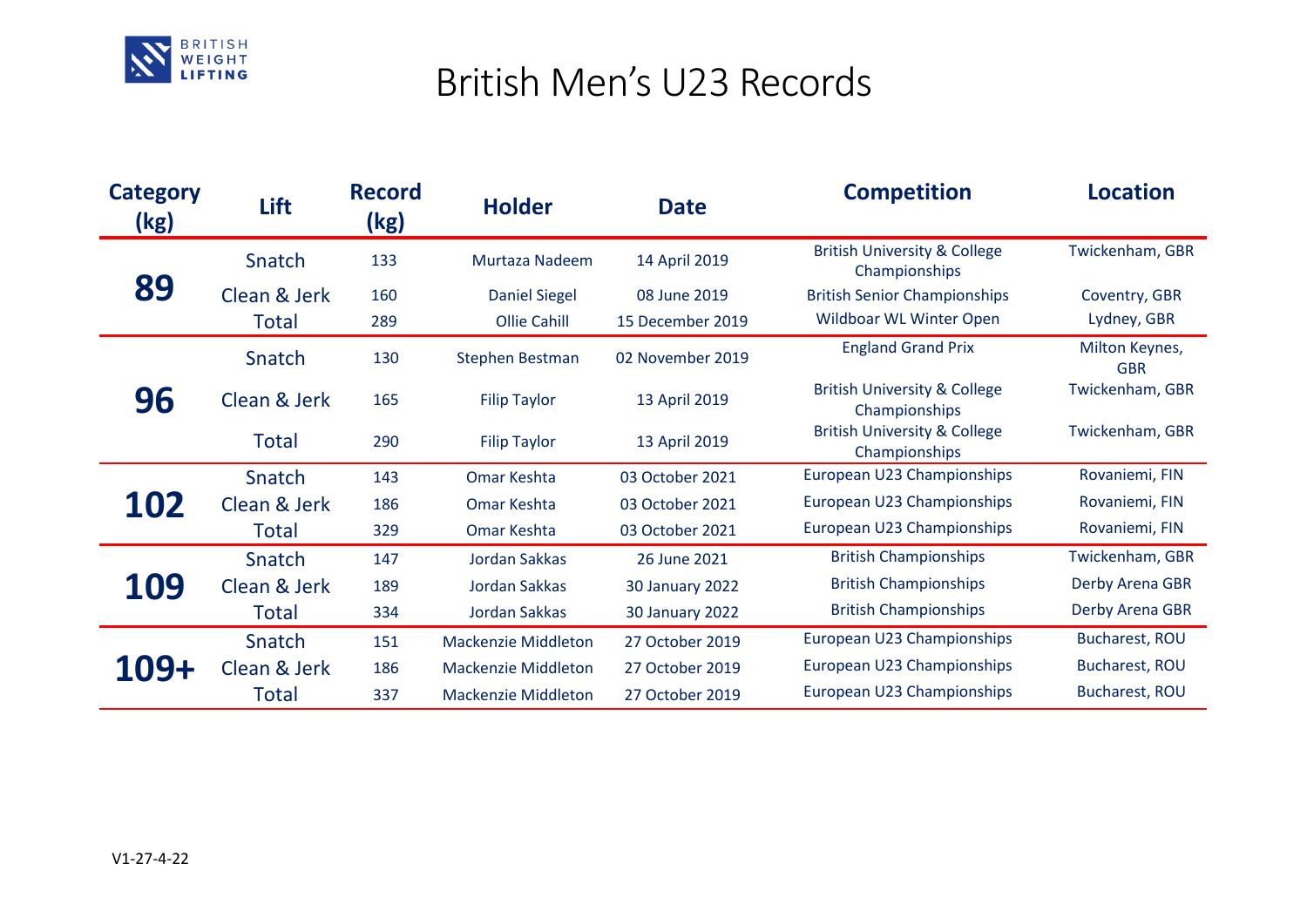# British Men's U23 Records

| Category (kg) | Lift | Record (kg) | Holder | Date | Competition | Location |
|---|---|---|---|---|---|---|
| 89 | Snatch | 133 | Murtaza Nadeem | 14 April 2019 | British University & College Championships | Twickenham, GBR |
| | Clean & Jerk | 160 | Daniel Siegel | 08 June 2019 | British Senior Championships | Coventry, GBR |
| | Total | 289 | Ollie Cahill | 15 December 2019 | Wildboar WL Winter Open | Lydney, GBR |
| 96 | Snatch | 130 | Stephen Bestman | 02 November 2019 | England Grand Prix | Milton Keynes, GBR |
| | Clean & Jerk | 165 | Filip Taylor | 13 April 2019 | British University & College Championships | Twickenham, GBR |
| | Total | 290 | Filip Taylor | 13 April 2019 | British University & College Championships | Twickenham, GBR |
| 102 | Snatch | 143 | Omar Keshta | 03 October 2021 | European U23 Championships | Rovaniemi, FIN |
| | Clean & Jerk | 186 | Omar Keshta | 03 October 2021 | European U23 Championships | Rovaniemi, FIN |
| | Total | 329 | Omar Keshta | 03 October 2021 | European U23 Championships | Rovaniemi, FIN |
| 109 | Snatch | 147 | Jordan Sakkas | 26 June 2021 | British Championships | Twickenham, GBR |
| | Clean & Jerk | 189 | Jordan Sakkas | 30 January 2022 | British Championships | Derby Arena GBR |
| | Total | 334 | Jordan Sakkas | 30 January 2022 | British Championships | Derby Arena GBR |
| 109+ | Snatch | 151 | Mackenzie Middleton | 27 October 2019 | European U23 Championships | Bucharest, ROU |
| | Clean & Jerk | 186 | Mackenzie Middleton | 27 October 2019 | European U23 Championships | Bucharest, ROU |
| | Total | 337 | Mackenzie Middleton | 27 October 2019 | European U23 Championships | Bucharest, ROU |

V1-27-4-22